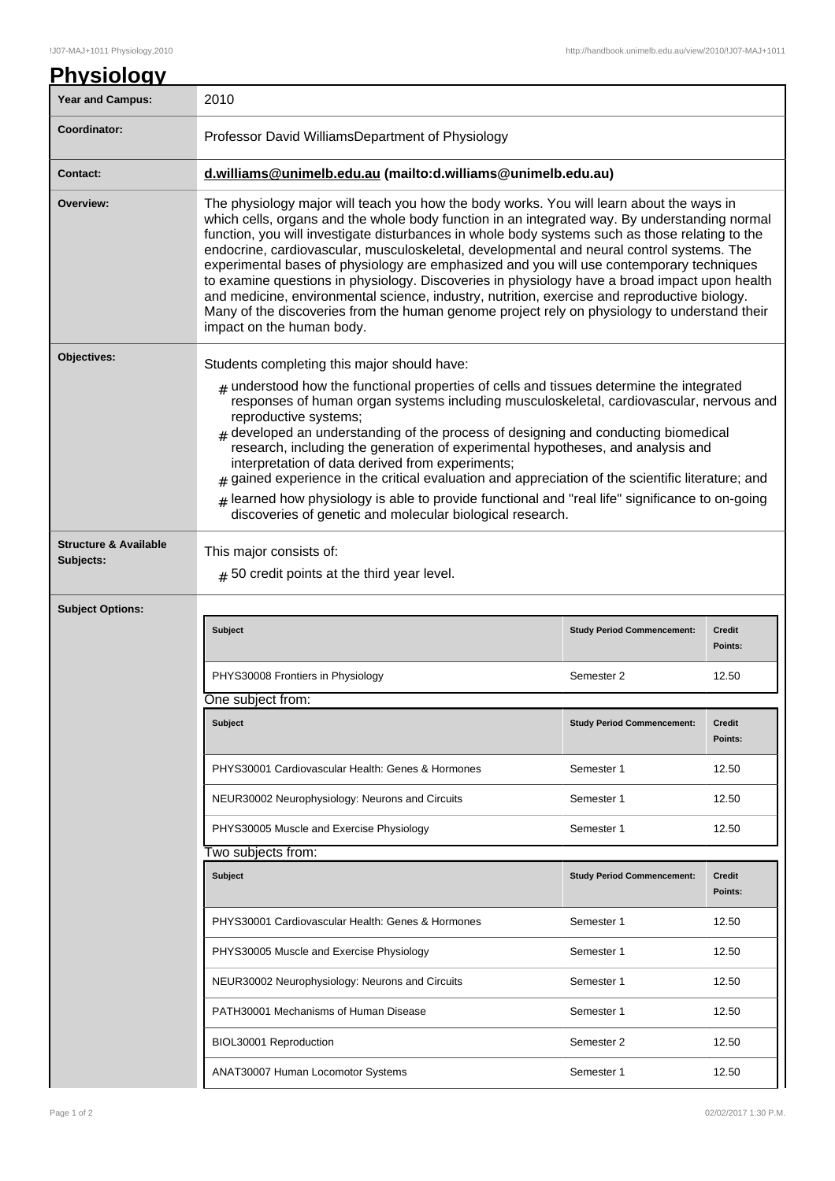# Physiology

| Year and Campus: | 2010 |
|---|---|
| Coordinator: | Professor David WilliamsDepartment of Physiology |
| Contact: | **d.williams@unimelb.edu.au (mailto:d.williams@unimelb.edu.au)** |
| Overview: | The physiology major will teach you how the body works. You will learn about the ways in which cells, organs and the whole body function in an integrated way. By understanding normal function, you will investigate disturbances in whole body systems such as those relating to the endocrine, cardiovascular, musculoskeletal, developmental and neural control systems. The experimental bases of physiology are emphasized and you will use contemporary techniques to examine questions in physiology. Discoveries in physiology have a broad impact upon health and medicine, environmental science, industry, nutrition, exercise and reproductive biology. Many of the discoveries from the human genome project rely on physiology to understand their impact on the human body. |
| Objectives: | Students completing this major should have:<br># understood how the functional properties of cells and tissues determine the integrated responses of human organ systems including musculoskeletal, cardiovascular, nervous and reproductive systems;<br># developed an understanding of the process of designing and conducting biomedical research, including the generation of experimental hypotheses, and analysis and interpretation of data derived from experiments;<br># gained experience in the critical evaluation and appreciation of the scientific literature; and<br># learned how physiology is able to provide functional and "real life" significance to on-going discoveries of genetic and molecular biological research. |
| Structure & Available Subjects: | This major consists of:<br># 50 credit points at the third year level. |

**Subject Options:**

| Subject | Study Period Commencement: | Credit Points: |
|---|---|---|
| PHYS30008 Frontiers in Physiology | Semester 2 | 12.50 |

One subject from:

| Subject | Study Period Commencement: | Credit Points: |
|---|---|---|
| PHYS30001 Cardiovascular Health: Genes & Hormones | Semester 1 | 12.50 |
| NEUR30002 Neurophysiology: Neurons and Circuits | Semester 1 | 12.50 |
| PHYS30005 Muscle and Exercise Physiology | Semester 1 | 12.50 |

Two subjects from:

| Subject | Study Period Commencement: | Credit Points: |
|---|---|---|
| PHYS30001 Cardiovascular Health: Genes & Hormones | Semester 1 | 12.50 |
| PHYS30005 Muscle and Exercise Physiology | Semester 1 | 12.50 |
| NEUR30002 Neurophysiology: Neurons and Circuits | Semester 1 | 12.50 |
| PATH30001 Mechanisms of Human Disease | Semester 1 | 12.50 |
| BIOL30001 Reproduction | Semester 2 | 12.50 |
| ANAT30007 Human Locomotor Systems | Semester 1 | 12.50 |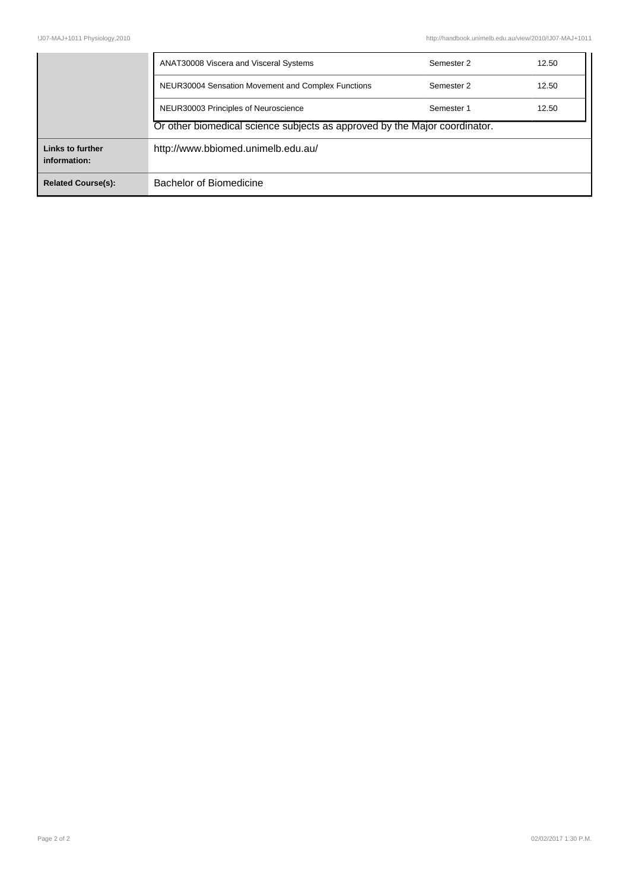| | | | |
|---|---|---|---|
| | ANAT30008 Viscera and Visceral Systems | Semester 2 | 12.50 |
| | NEUR30004 Sensation Movement and Complex Functions | Semester 2 | 12.50 |
| | NEUR30003 Principles of Neuroscience | Semester 1 | 12.50 |
| | Or other biomedical science subjects as approved by the Major coordinator. | | |
| **Links to further information:** | http://www.bbiomed.unimelb.edu.au/ | | |
| **Related Course(s):** | Bachelor of Biomedicine | | |